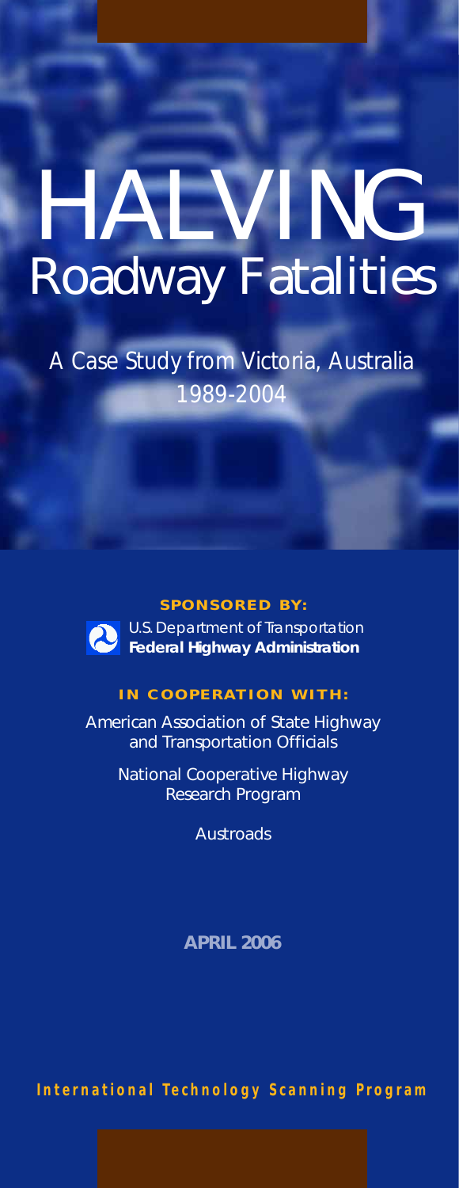# HALVING Roadway Fatalities

*A Case Study from Victoria, Australia 1989-2004*

**SPONSORED BY:**

U.S. Department of Transportation
**Federal Highway Administration**

**IN COOPERATION WITH:**

American Association of State Highway and Transportation Officials

National Cooperative Highway Research Program

Austroads

**APRIL 2006**

**International Technology Scanning Program**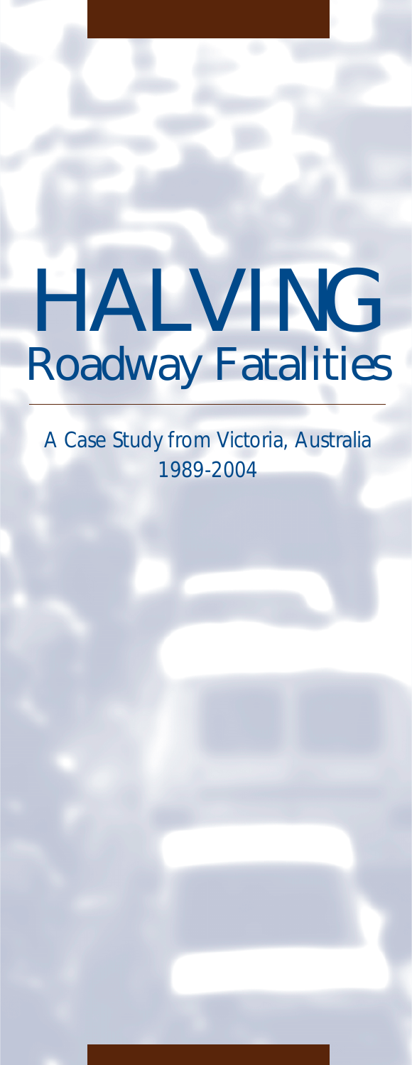# HALVING
## Roadway Fatalities

A Case Study from Victoria, Australia
1989-2004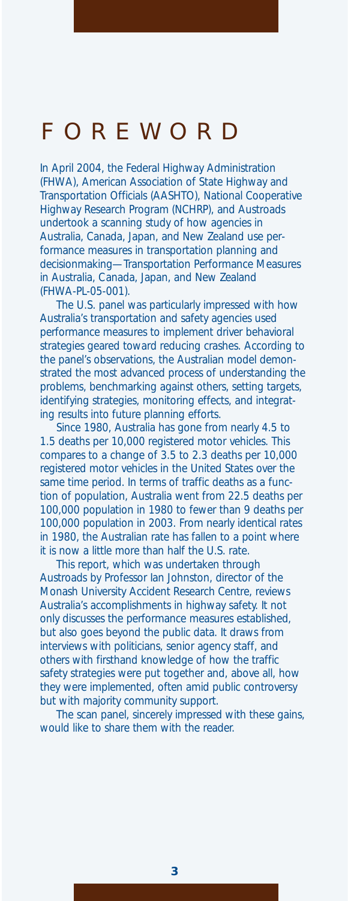# FOREWORD

In April 2004, the Federal Highway Administration (FHWA), American Association of State Highway and Transportation Officials (AASHTO), National Cooperative Highway Research Program (NCHRP), and Austroads undertook a scanning study of how agencies in Australia, Canada, Japan, and New Zealand use performance measures in transportation planning and decisionmaking—Transportation Performance Measures in Australia, Canada, Japan, and New Zealand (FHWA-PL-05-001).

The U.S. panel was particularly impressed with how Australia's transportation and safety agencies used performance measures to implement driver behavioral strategies geared toward reducing crashes. According to the panel's observations, the Australian model demonstrated the most advanced process of understanding the problems, benchmarking against others, setting targets, identifying strategies, monitoring effects, and integrating results into future planning efforts.

Since 1980, Australia has gone from nearly 4.5 to 1.5 deaths per 10,000 registered motor vehicles. This compares to a change of 3.5 to 2.3 deaths per 10,000 registered motor vehicles in the United States over the same time period. In terms of traffic deaths as a function of population, Australia went from 22.5 deaths per 100,000 population in 1980 to fewer than 9 deaths per 100,000 population in 2003. From nearly identical rates in 1980, the Australian rate has fallen to a point where it is now a little more than half the U.S. rate.

This report, which was undertaken through Austroads by Professor Ian Johnston, director of the Monash University Accident Research Centre, reviews Australia's accomplishments in highway safety. It not only discusses the performance measures established, but also goes beyond the public data. It draws from interviews with politicians, senior agency staff, and others with firsthand knowledge of how the traffic safety strategies were put together and, above all, how they were implemented, often amid public controversy but with majority community support.

The scan panel, sincerely impressed with these gains, would like to share them with the reader.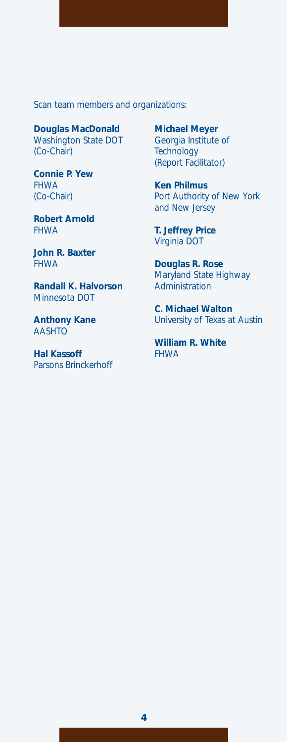Scan team members and organizations:

**Douglas MacDonald**
Washington State DOT
(Co-Chair)

**Connie P. Yew**
FHWA
(Co-Chair)

**Robert Arnold**
FHWA

**John R. Baxter**
FHWA

**Randall K. Halvorson**
Minnesota DOT

**Anthony Kane**
AASHTO

**Hal Kassoff**
Parsons Brinckerhoff

**Michael Meyer**
Georgia Institute of Technology
(Report Facilitator)

**Ken Philmus**
Port Authority of New York and New Jersey

**T. Jeffrey Price**
Virginia DOT

**Douglas R. Rose**
Maryland State Highway Administration

**C. Michael Walton**
University of Texas at Austin

**William R. White**
FHWA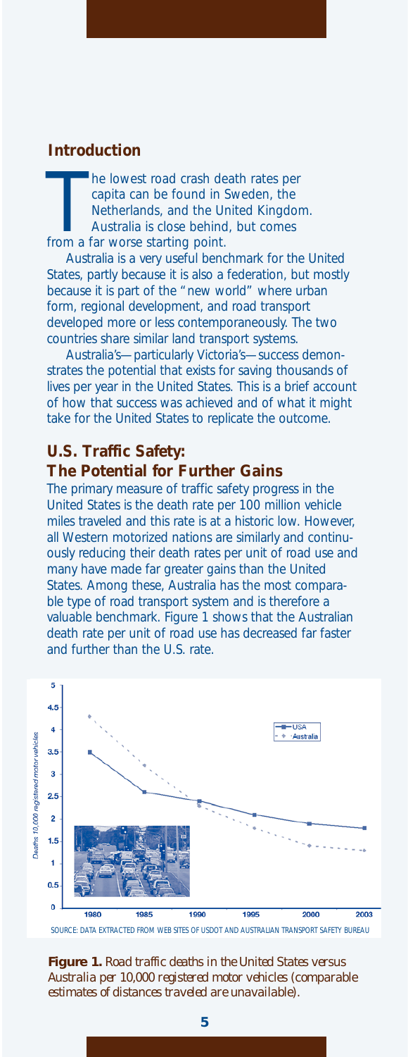## Introduction

The lowest road crash death rates per capita can be found in Sweden, the Netherlands, and the United Kingdom. Australia is close behind, but comes from a far worse starting point.

Australia is a very useful benchmark for the United States, partly because it is also a federation, but mostly because it is part of the "new world" where urban form, regional development, and road transport developed more or less contemporaneously. The two countries share similar land transport systems.

Australia's—particularly Victoria's—success demonstrates the potential that exists for saving thousands of lives per year in the United States. This is a brief account of how that success was achieved and of what it might take for the United States to replicate the outcome.

## U.S. Traffic Safety: The Potential for Further Gains

The primary measure of traffic safety progress in the United States is the death rate per 100 million vehicle miles traveled and this rate is at a historic low. However, all Western motorized nations are similarly and continuously reducing their death rates per unit of road use and many have made far greater gains than the United States. Among these, Australia has the most comparable type of road transport system and is therefore a valuable benchmark. Figure 1 shows that the Australian death rate per unit of road use has decreased far faster and further than the U.S. rate.

| Year | USA | Australia |
|---|---|---|
| 1980 | 3.5 | 4.3 |
| 1985 | 2.6 | 3.2 |
| 1990 | 2.4 | 2.3 |
| 1995 | 2.1 | 1.8 |
| 2000 | 1.9 | 1.4 |
| 2003 | 1.8 | 1.3 |

Y-axis: Deaths 10,000 registered motor vehicles

SOURCE: DATA EXTRACTED FROM WEB SITES OF USDOT AND AUSTRALIAN TRANSPORT SAFETY BUREAU

**Figure 1.** *Road traffic deaths in the United States versus Australia per 10,000 registered motor vehicles (comparable estimates of distances traveled are unavailable).*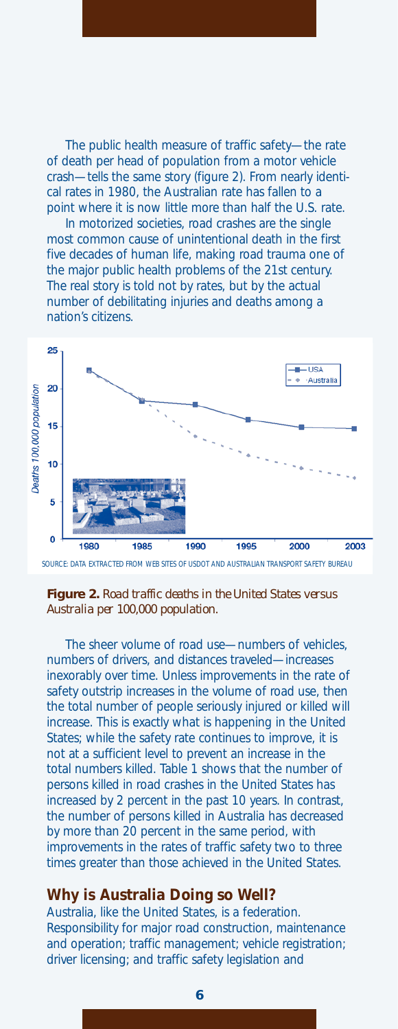The public health measure of traffic safety—the rate of death per head of population from a motor vehicle crash—tells the same story (figure 2). From nearly identical rates in 1980, the Australian rate has fallen to a point where it is now little more than half the U.S. rate.

In motorized societies, road crashes are the single most common cause of unintentional death in the first five decades of human life, making road trauma one of the major public health problems of the 21st century. The real story is told not by rates, but by the actual number of debilitating injuries and deaths among a nation's citizens.

SOURCE: DATA EXTRACTED FROM WEB SITES OF USDOT AND AUSTRALIAN TRANSPORT SAFETY BUREAU

**Figure 2.** *Road traffic deaths in the United States versus Australia per 100,000 population.*

The sheer volume of road use—numbers of vehicles, numbers of drivers, and distances traveled—increases inexorably over time. Unless improvements in the rate of safety outstrip increases in the volume of road use, then the total number of people seriously injured or killed will increase. This is exactly what is happening in the United States; while the safety rate continues to improve, it is not at a sufficient level to prevent an increase in the total numbers killed. Table 1 shows that the number of persons killed in road crashes in the United States has increased by 2 percent in the past 10 years. In contrast, the number of persons killed in Australia has decreased by more than 20 percent in the same period, with improvements in the rates of traffic safety two to three times greater than those achieved in the United States.

## Why is Australia Doing so Well?

Australia, like the United States, is a federation. Responsibility for major road construction, maintenance and operation; traffic management; vehicle registration; driver licensing; and traffic safety legislation and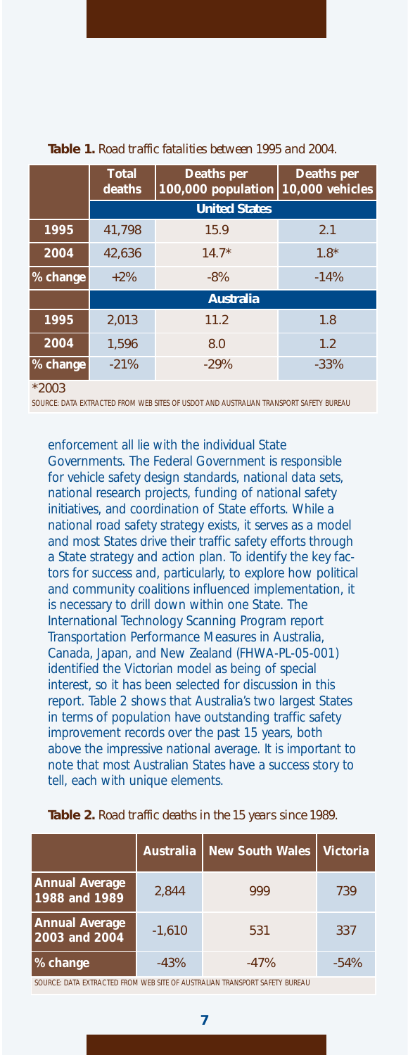**Table 1.** *Road traffic fatalities between 1995 and 2004.*

| | Total deaths | Deaths per 100,000 population | Deaths per 10,000 vehicles |
|---|---|---|---|
| | **United States** | | |
| **1995** | 41,798 | 15.9 | 2.1 |
| **2004** | 42,636 | 14.7* | 1.8* |
| **% change** | +2% | -8% | -14% |
| | **Australia** | | |
| **1995** | 2,013 | 11.2 | 1.8 |
| **2004** | 1,596 | 8.0 | 1.2 |
| **% change** | -21% | -29% | -33% |

*2003

SOURCE: DATA EXTRACTED FROM WEB SITES OF USDOT AND AUSTRALIAN TRANSPORT SAFETY BUREAU

enforcement all lie with the individual State Governments. The Federal Government is responsible for vehicle safety design standards, national data sets, national research projects, funding of national safety initiatives, and coordination of State efforts. While a national road safety strategy exists, it serves as a model and most States drive their traffic safety efforts through a State strategy and action plan. To identify the key factors for success and, particularly, to explore how political and community coalitions influenced implementation, it is necessary to drill down within one State. The International Technology Scanning Program report Transportation Performance Measures in Australia, Canada, Japan, and New Zealand (FHWA-PL-05-001) identified the Victorian model as being of special interest, so it has been selected for discussion in this report. Table 2 shows that Australia's two largest States in terms of population have outstanding traffic safety improvement records over the past 15 years, both above the impressive national average. It is important to note that most Australian States have a success story to tell, each with unique elements.

**Table 2.** *Road traffic deaths in the 15 years since 1989.*

| | Australia | New South Wales | Victoria |
|---|---|---|---|
| **Annual Average 1988 and 1989** | 2,844 | 999 | 739 |
| **Annual Average 2003 and 2004** | -1,610 | 531 | 337 |
| **% change** | -43% | -47% | -54% |

SOURCE: DATA EXTRACTED FROM WEB SITE OF AUSTRALIAN TRANSPORT SAFETY BUREAU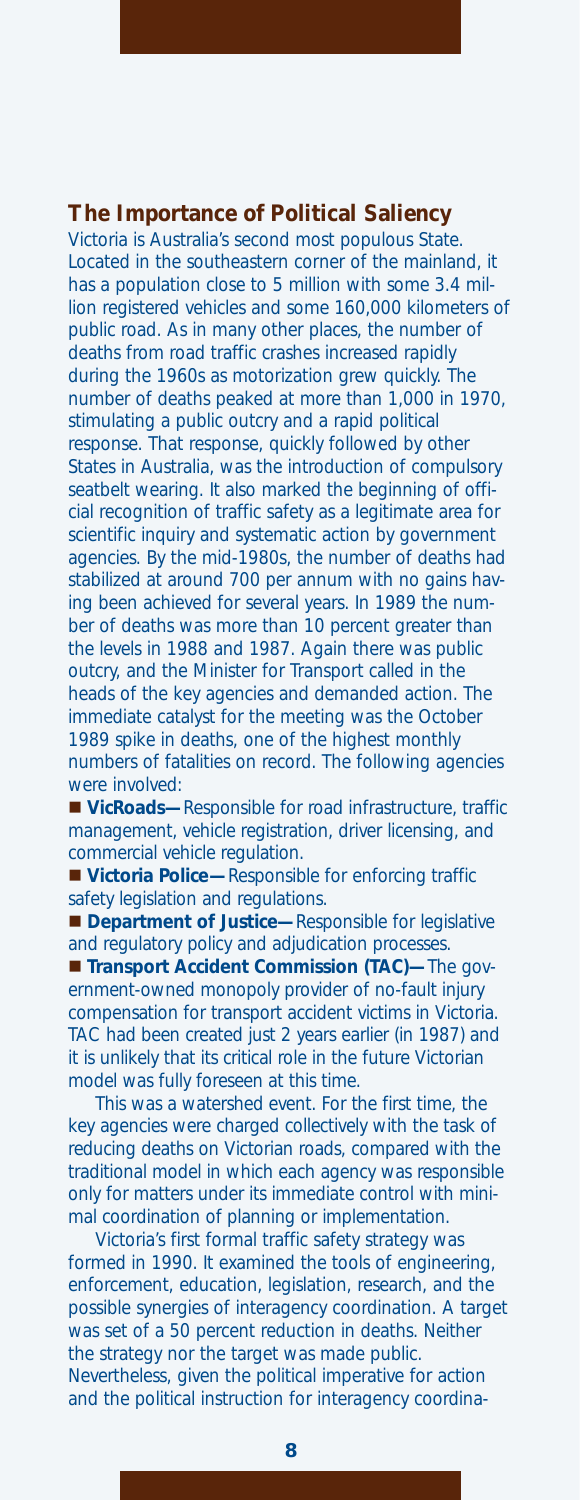## The Importance of Political Saliency

Victoria is Australia's second most populous State. Located in the southeastern corner of the mainland, it has a population close to 5 million with some 3.4 million registered vehicles and some 160,000 kilometers of public road. As in many other places, the number of deaths from road traffic crashes increased rapidly during the 1960s as motorization grew quickly. The number of deaths peaked at more than 1,000 in 1970, stimulating a public outcry and a rapid political response. That response, quickly followed by other States in Australia, was the introduction of compulsory seatbelt wearing. It also marked the beginning of official recognition of traffic safety as a legitimate area for scientific inquiry and systematic action by government agencies. By the mid-1980s, the number of deaths had stabilized at around 700 per annum with no gains having been achieved for several years. In 1989 the number of deaths was more than 10 percent greater than the levels in 1988 and 1987. Again there was public outcry, and the Minister for Transport called in the heads of the key agencies and demanded action. The immediate catalyst for the meeting was the October 1989 spike in deaths, one of the highest monthly numbers of fatalities on record. The following agencies were involved:

- **VicRoads—** Responsible for road infrastructure, traffic management, vehicle registration, driver licensing, and commercial vehicle regulation.
- **Victoria Police—** Responsible for enforcing traffic safety legislation and regulations.
- **Department of Justice—** Responsible for legislative and regulatory policy and adjudication processes.
- **Transport Accident Commission (TAC)—** The government-owned monopoly provider of no-fault injury compensation for transport accident victims in Victoria. TAC had been created just 2 years earlier (in 1987) and it is unlikely that its critical role in the future Victorian model was fully foreseen at this time.

This was a watershed event. For the first time, the key agencies were charged collectively with the task of reducing deaths on Victorian roads, compared with the traditional model in which each agency was responsible only for matters under its immediate control with minimal coordination of planning or implementation.

Victoria's first formal traffic safety strategy was formed in 1990. It examined the tools of engineering, enforcement, education, legislation, research, and the possible synergies of interagency coordination. A target was set of a 50 percent reduction in deaths. Neither the strategy nor the target was made public. Nevertheless, given the political imperative for action and the political instruction for interagency coordina-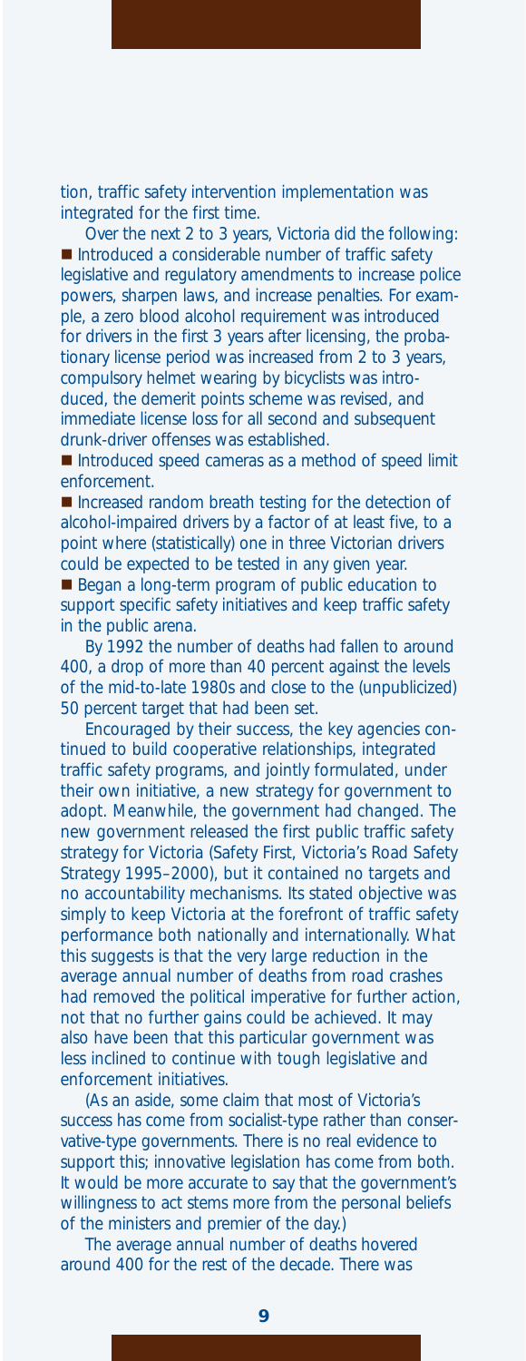tion, traffic safety intervention implementation was integrated for the first time.

Over the next 2 to 3 years, Victoria did the following:

- Introduced a considerable number of traffic safety legislative and regulatory amendments to increase police powers, sharpen laws, and increase penalties. For example, a zero blood alcohol requirement was introduced for drivers in the first 3 years after licensing, the probationary license period was increased from 2 to 3 years, compulsory helmet wearing by bicyclists was introduced, the demerit points scheme was revised, and immediate license loss for all second and subsequent drunk-driver offenses was established.
- Introduced speed cameras as a method of speed limit enforcement.
- Increased random breath testing for the detection of alcohol-impaired drivers by a factor of at least five, to a point where (statistically) one in three Victorian drivers could be expected to be tested in any given year.
- Began a long-term program of public education to support specific safety initiatives and keep traffic safety in the public arena.

By 1992 the number of deaths had fallen to around 400, a drop of more than 40 percent against the levels of the mid-to-late 1980s and close to the (unpublicized) 50 percent target that had been set.

Encouraged by their success, the key agencies continued to build cooperative relationships, integrated traffic safety programs, and jointly formulated, under their own initiative, a new strategy for government to adopt. Meanwhile, the government had changed. The new government released the first public traffic safety strategy for Victoria (Safety First, Victoria's Road Safety Strategy 1995–2000), but it contained no targets and no accountability mechanisms. Its stated objective was simply to keep Victoria at the forefront of traffic safety performance both nationally and internationally. What this suggests is that the very large reduction in the average annual number of deaths from road crashes had removed the political imperative for further action, not that no further gains could be achieved. It may also have been that this particular government was less inclined to continue with tough legislative and enforcement initiatives.

(As an aside, some claim that most of Victoria's success has come from socialist-type rather than conservative-type governments. There is no real evidence to support this; innovative legislation has come from both. It would be more accurate to say that the government's willingness to act stems more from the personal beliefs of the ministers and premier of the day.)

The average annual number of deaths hovered around 400 for the rest of the decade. There was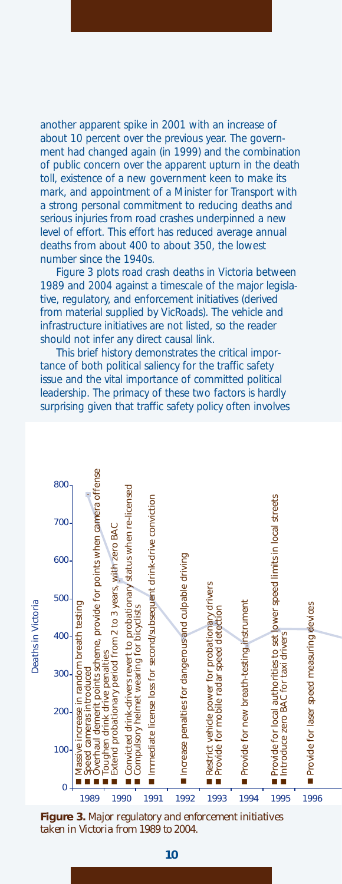another apparent spike in 2001 with an increase of about 10 percent over the previous year. The government had changed again (in 1999) and the combination of public concern over the apparent upturn in the death toll, existence of a new government keen to make its mark, and appointment of a Minister for Transport with a strong personal commitment to reducing deaths and serious injuries from road crashes underpinned a new level of effort. This effort has reduced average annual deaths from about 400 to about 350, the lowest number since the 1940s.

Figure 3 plots road crash deaths in Victoria between 1989 and 2004 against a timescale of the major legislative, regulatory, and enforcement initiatives (derived from material supplied by VicRoads). The vehicle and infrastructure initiatives are not listed, so the reader should not infer any direct causal link.

This brief history demonstrates the critical importance of both political saliency for the traffic safety issue and the vital importance of committed political leadership. The primacy of these two factors is hardly surprising given that traffic safety policy often involves

**Figure 3.** *Major regulatory and enforcement initiatives taken in Victoria from 1989 to 2004.*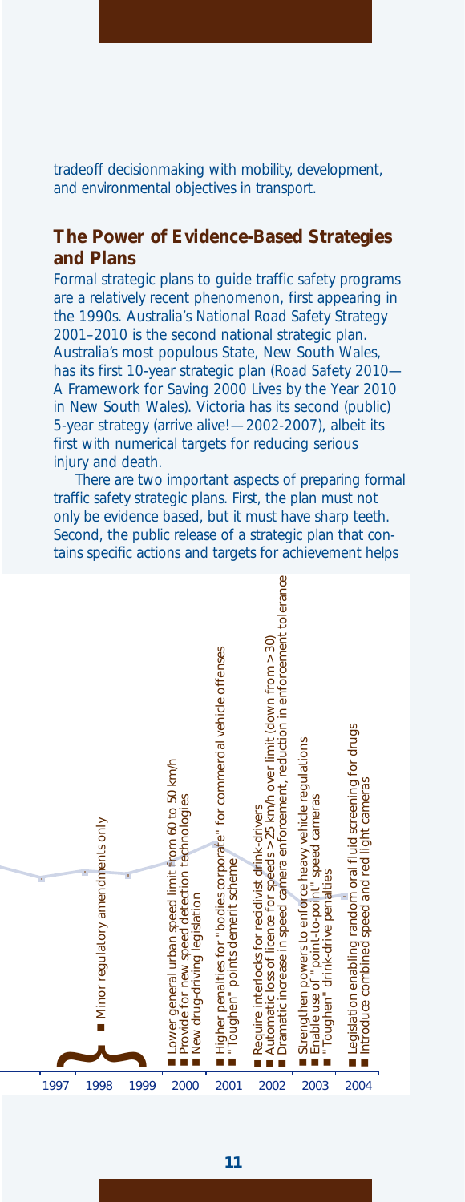tradeoff decisionmaking with mobility, development, and environmental objectives in transport.

## The Power of Evidence-Based Strategies and Plans

Formal strategic plans to guide traffic safety programs are a relatively recent phenomenon, first appearing in the 1990s. Australia's National Road Safety Strategy 2001–2010 is the second national strategic plan. Australia's most populous State, New South Wales, has its first 10-year strategic plan (Road Safety 2010—A Framework for Saving 2000 Lives by the Year 2010 in New South Wales). Victoria has its second (public) 5-year strategy (arrive alive!—2002-2007), albeit its first with numerical targets for reducing serious injury and death.

There are two important aspects of preparing formal traffic safety strategic plans. First, the plan must not only be evidence based, but it must have sharp teeth. Second, the public release of a strategic plan that contains specific actions and targets for achievement helps

- 1997–1999
  - Minor regulatory amendments only
- 2000
  - Lower general urban speed limit from 60 to 50 km/h
  - Provide for new speed detection technologies
  - New drug-driving legislation
- 2001
  - Higher penalties for "bodies corporate" for commercial vehicle offenses
  - "Toughen" points demerit scheme
- 2002
  - Require interlocks for recidivist drink-drivers
  - Automatic loss of licence for speeds >25 km/h over limit (down from >30)
  - Dramatic increase in speed camera enforcement, reduction in enforcement tolerance
- 2003
  - Strengthen powers to enforce heavy vehicle regulations
  - Enable use of "point-to-point" speed cameras
  - "Toughen" drink-drive penalties
- 2004
  - Legislation enabling random oral fluid screening for drugs
  - Introduce combined speed and red light cameras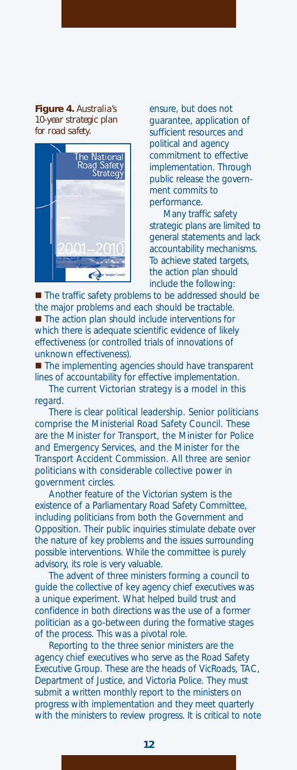**Figure 4.** *Australia's 10-year strategic plan for road safety.*

ensure, but does not guarantee, application of sufficient resources and political and agency commitment to effective implementation. Through public release the government commits to performance.

Many traffic safety strategic plans are limited to general statements and lack accountability mechanisms. To achieve stated targets, the action plan should include the following:

- The traffic safety problems to be addressed should be the major problems and each should be tractable.
- The action plan should include interventions for which there is adequate scientific evidence of likely effectiveness (or controlled trials of innovations of unknown effectiveness).
- The implementing agencies should have transparent lines of accountability for effective implementation.

The current Victorian strategy is a model in this regard.

There is clear political leadership. Senior politicians comprise the Ministerial Road Safety Council. These are the Minister for Transport, the Minister for Police and Emergency Services, and the Minister for the Transport Accident Commission. All three are senior politicians with considerable collective power in government circles.

Another feature of the Victorian system is the existence of a Parliamentary Road Safety Committee, including politicians from both the Government and Opposition. Their public inquiries stimulate debate over the nature of key problems and the issues surrounding possible interventions. While the committee is purely advisory, its role is very valuable.

The advent of three ministers forming a council to guide the collective of key agency chief executives was a unique experiment. What helped build trust and confidence in both directions was the use of a former politician as a go-between during the formative stages of the process. This was a pivotal role.

Reporting to the three senior ministers are the agency chief executives who serve as the Road Safety Executive Group. These are the heads of VicRoads, TAC, Department of Justice, and Victoria Police. They must submit a written monthly report to the ministers on progress with implementation and they meet quarterly with the ministers to review progress. It is critical to note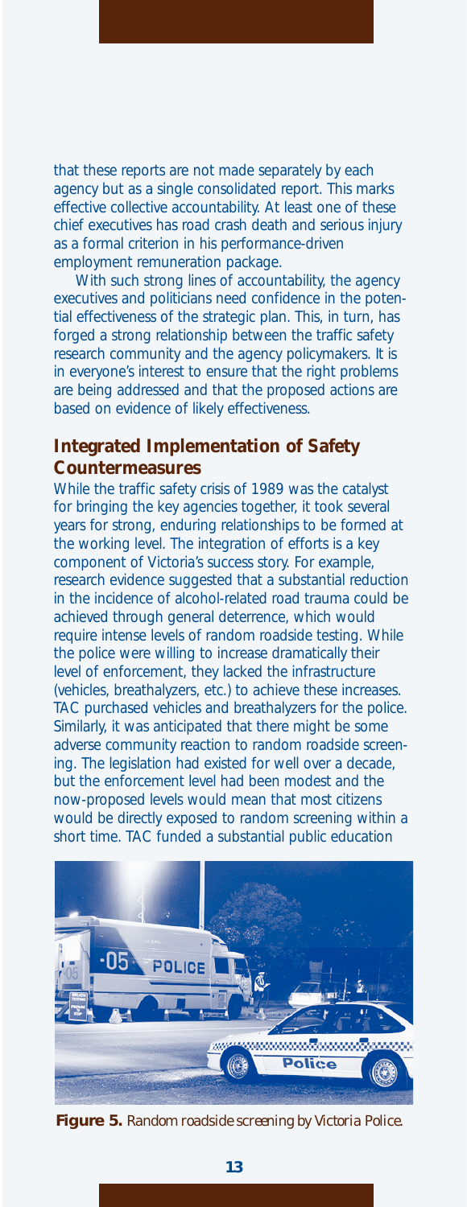that these reports are not made separately by each agency but as a single consolidated report. This marks effective collective accountability. At least one of these chief executives has road crash death and serious injury as a formal criterion in his performance-driven employment remuneration package.

With such strong lines of accountability, the agency executives and politicians need confidence in the potential effectiveness of the strategic plan. This, in turn, has forged a strong relationship between the traffic safety research community and the agency policymakers. It is in everyone's interest to ensure that the right problems are being addressed and that the proposed actions are based on evidence of likely effectiveness.

## Integrated Implementation of Safety Countermeasures

While the traffic safety crisis of 1989 was the catalyst for bringing the key agencies together, it took several years for strong, enduring relationships to be formed at the working level. The integration of efforts is a key component of Victoria's success story. For example, research evidence suggested that a substantial reduction in the incidence of alcohol-related road trauma could be achieved through general deterrence, which would require intense levels of random roadside testing. While the police were willing to increase dramatically their level of enforcement, they lacked the infrastructure (vehicles, breathalyzers, etc.) to achieve these increases. TAC purchased vehicles and breathalyzers for the police. Similarly, it was anticipated that there might be some adverse community reaction to random roadside screening. The legislation had existed for well over a decade, but the enforcement level had been modest and the now-proposed levels would mean that most citizens would be directly exposed to random screening within a short time. TAC funded a substantial public education

**Figure 5.** *Random roadside screening by Victoria Police.*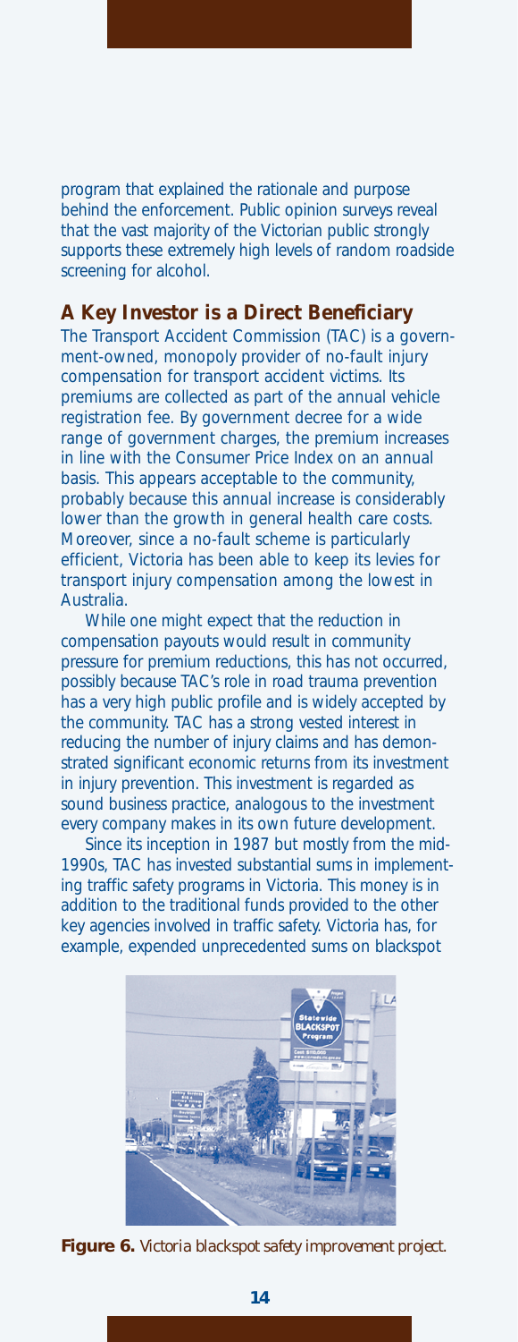program that explained the rationale and purpose behind the enforcement. Public opinion surveys reveal that the vast majority of the Victorian public strongly supports these extremely high levels of random roadside screening for alcohol.

## A Key Investor is a Direct Beneficiary

The Transport Accident Commission (TAC) is a government-owned, monopoly provider of no-fault injury compensation for transport accident victims. Its premiums are collected as part of the annual vehicle registration fee. By government decree for a wide range of government charges, the premium increases in line with the Consumer Price Index on an annual basis. This appears acceptable to the community, probably because this annual increase is considerably lower than the growth in general health care costs. Moreover, since a no-fault scheme is particularly efficient, Victoria has been able to keep its levies for transport injury compensation among the lowest in Australia.

While one might expect that the reduction in compensation payouts would result in community pressure for premium reductions, this has not occurred, possibly because TAC's role in road trauma prevention has a very high public profile and is widely accepted by the community. TAC has a strong vested interest in reducing the number of injury claims and has demonstrated significant economic returns from its investment in injury prevention. This investment is regarded as sound business practice, analogous to the investment every company makes in its own future development.

Since its inception in 1987 but mostly from the mid-1990s, TAC has invested substantial sums in implementing traffic safety programs in Victoria. This money is in addition to the traditional funds provided to the other key agencies involved in traffic safety. Victoria has, for example, expended unprecedented sums on blackspot

**Figure 6.** *Victoria blackspot safety improvement project.*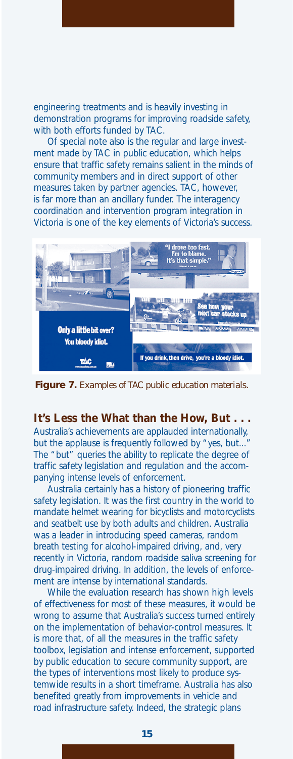engineering treatments and is heavily investing in demonstration programs for improving roadside safety, with both efforts funded by TAC.

Of special note also is the regular and large investment made by TAC in public education, which helps ensure that traffic safety remains salient in the minds of community members and in direct support of other measures taken by partner agencies. TAC, however, is far more than an ancillary funder. The interagency coordination and intervention program integration in Victoria is one of the key elements of Victoria's success.

**Figure 7.** *Examples of TAC public education materials.*

## It's Less the What than the How, But . . .

Australia's achievements are applauded internationally, but the applause is frequently followed by "yes, but..." The "but" queries the ability to replicate the degree of traffic safety legislation and regulation and the accompanying intense levels of enforcement.

Australia certainly has a history of pioneering traffic safety legislation. It was the first country in the world to mandate helmet wearing for bicyclists and motorcyclists and seatbelt use by both adults and children. Australia was a leader in introducing speed cameras, random breath testing for alcohol-impaired driving, and, very recently in Victoria, random roadside saliva screening for drug-impaired driving. In addition, the levels of enforcement are intense by international standards.

While the evaluation research has shown high levels of effectiveness for most of these measures, it would be wrong to assume that Australia's success turned entirely on the implementation of behavior-control measures. It is more that, of all the measures in the traffic safety toolbox, legislation and intense enforcement, supported by public education to secure community support, are the types of interventions most likely to produce systemwide results in a short timeframe. Australia has also benefited greatly from improvements in vehicle and road infrastructure safety. Indeed, the strategic plans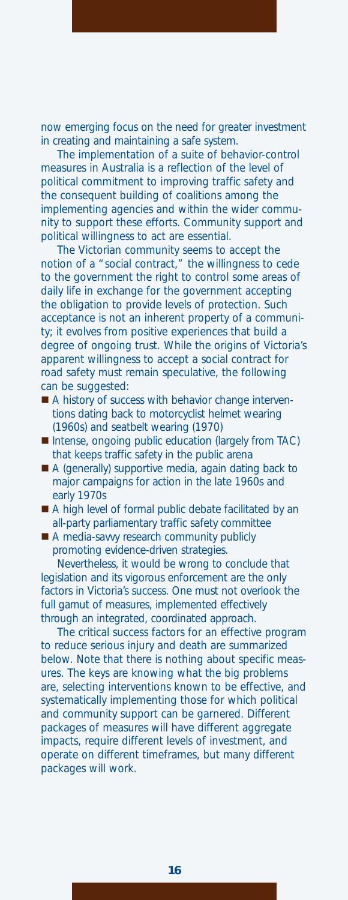now emerging focus on the need for greater investment in creating and maintaining a safe system.

The implementation of a suite of behavior-control measures in Australia is a reflection of the level of political commitment to improving traffic safety and the consequent building of coalitions among the implementing agencies and within the wider community to support these efforts. Community support and political willingness to act are essential.

The Victorian community seems to accept the notion of a "social contract," the willingness to cede to the government the right to control some areas of daily life in exchange for the government accepting the obligation to provide levels of protection. Such acceptance is not an inherent property of a community; it evolves from positive experiences that build a degree of ongoing trust. While the origins of Victoria's apparent willingness to accept a social contract for road safety must remain speculative, the following can be suggested:

- A history of success with behavior change interventions dating back to motorcyclist helmet wearing (1960s) and seatbelt wearing (1970)
- Intense, ongoing public education (largely from TAC) that keeps traffic safety in the public arena
- A (generally) supportive media, again dating back to major campaigns for action in the late 1960s and early 1970s
- A high level of formal public debate facilitated by an all-party parliamentary traffic safety committee
- A media-savvy research community publicly promoting evidence-driven strategies.

Nevertheless, it would be wrong to conclude that legislation and its vigorous enforcement are the only factors in Victoria's success. One must not overlook the full gamut of measures, implemented effectively through an integrated, coordinated approach.

The critical success factors for an effective program to reduce serious injury and death are summarized below. Note that there is nothing about specific measures. The keys are knowing what the big problems are, selecting interventions known to be effective, and systematically implementing those for which political and community support can be garnered. Different packages of measures will have different aggregate impacts, require different levels of investment, and operate on different timeframes, but many different packages will work.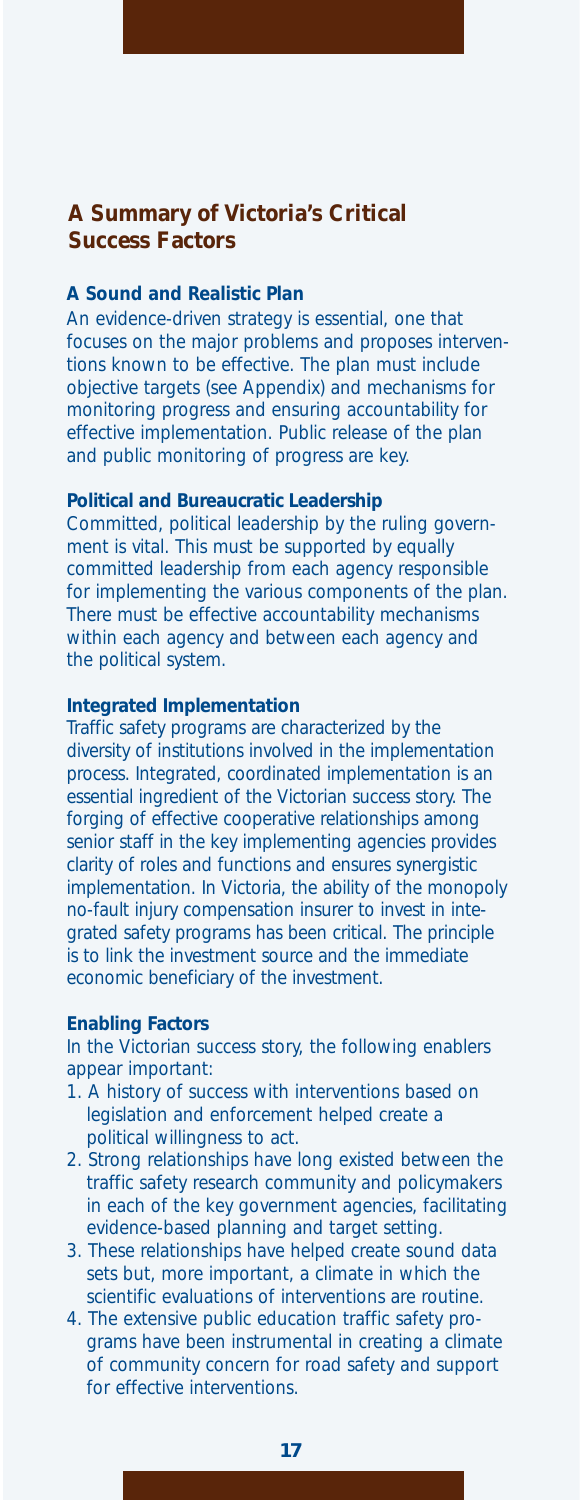## A Summary of Victoria's Critical Success Factors

### A Sound and Realistic Plan

An evidence-driven strategy is essential, one that focuses on the major problems and proposes interventions known to be effective. The plan must include objective targets (see Appendix) and mechanisms for monitoring progress and ensuring accountability for effective implementation. Public release of the plan and public monitoring of progress are key.

### Political and Bureaucratic Leadership

Committed, political leadership by the ruling government is vital. This must be supported by equally committed leadership from each agency responsible for implementing the various components of the plan. There must be effective accountability mechanisms within each agency and between each agency and the political system.

### Integrated Implementation

Traffic safety programs are characterized by the diversity of institutions involved in the implementation process. Integrated, coordinated implementation is an essential ingredient of the Victorian success story. The forging of effective cooperative relationships among senior staff in the key implementing agencies provides clarity of roles and functions and ensures synergistic implementation. In Victoria, the ability of the monopoly no-fault injury compensation insurer to invest in integrated safety programs has been critical. The principle is to link the investment source and the immediate economic beneficiary of the investment.

### Enabling Factors

In the Victorian success story, the following enablers appear important:

1. A history of success with interventions based on legislation and enforcement helped create a political willingness to act.
2. Strong relationships have long existed between the traffic safety research community and policymakers in each of the key government agencies, facilitating evidence-based planning and target setting.
3. These relationships have helped create sound data sets but, more important, a climate in which the scientific evaluations of interventions are routine.
4. The extensive public education traffic safety programs have been instrumental in creating a climate of community concern for road safety and support for effective interventions.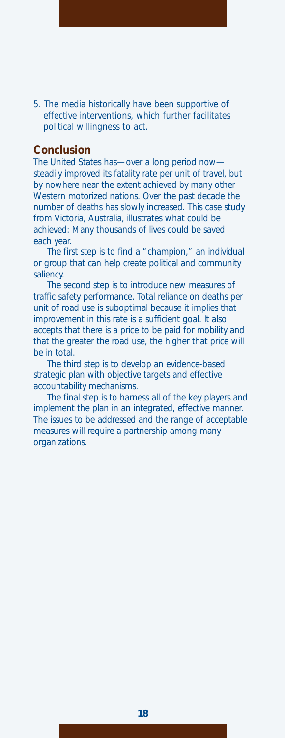5. The media historically have been supportive of effective interventions, which further facilitates political willingness to act.

## Conclusion

The United States has—over a long period now—steadily improved its fatality rate per unit of travel, but by nowhere near the extent achieved by many other Western motorized nations. Over the past decade the number of deaths has slowly increased. This case study from Victoria, Australia, illustrates what could be achieved: Many thousands of lives could be saved each year.

The first step is to find a "champion," an individual or group that can help create political and community saliency.

The second step is to introduce new measures of traffic safety performance. Total reliance on deaths per unit of road use is suboptimal because it implies that improvement in this rate is a sufficient goal. It also accepts that there is a price to be paid for mobility and that the greater the road use, the higher that price will be in total.

The third step is to develop an evidence-based strategic plan with objective targets and effective accountability mechanisms.

The final step is to harness all of the key players and implement the plan in an integrated, effective manner. The issues to be addressed and the range of acceptable measures will require a partnership among many organizations.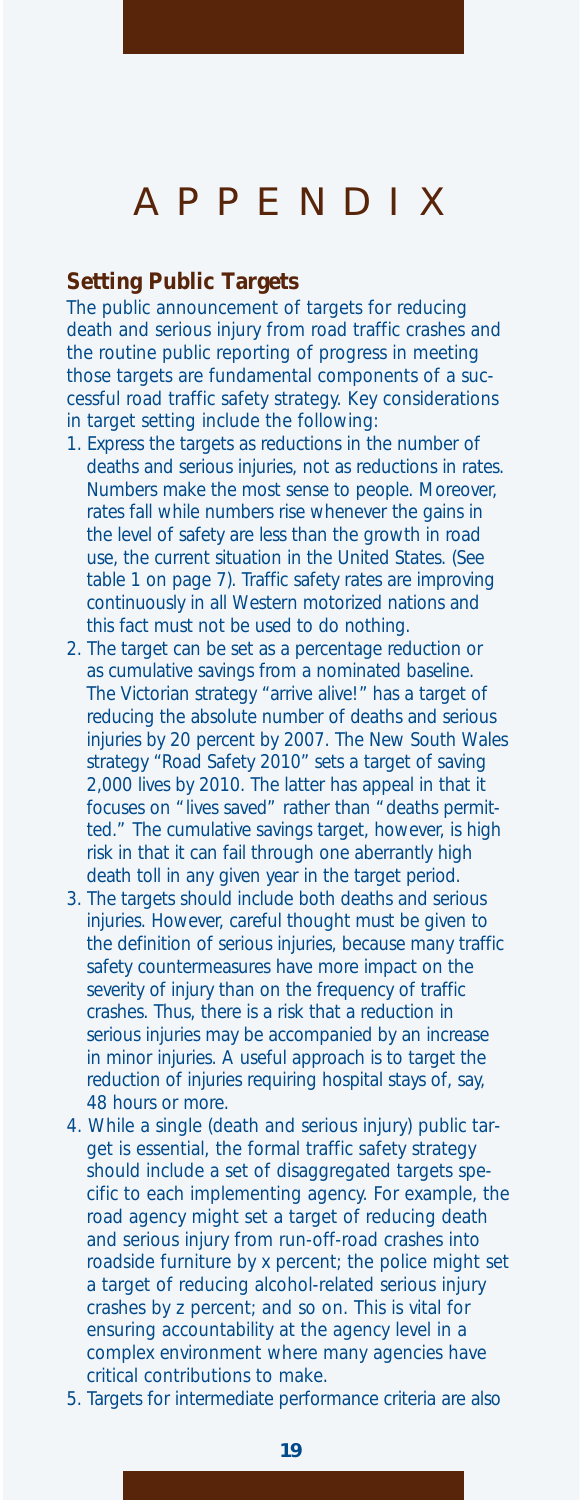# APPENDIX

### Setting Public Targets

The public announcement of targets for reducing death and serious injury from road traffic crashes and the routine public reporting of progress in meeting those targets are fundamental components of a successful road traffic safety strategy. Key considerations in target setting include the following:

1. Express the targets as reductions in the number of deaths and serious injuries, not as reductions in rates. Numbers make the most sense to people. Moreover, rates fall while numbers rise whenever the gains in the level of safety are less than the growth in road use, the current situation in the United States. (See table 1 on page 7). Traffic safety rates are improving continuously in all Western motorized nations and this fact must not be used to do nothing.
2. The target can be set as a percentage reduction or as cumulative savings from a nominated baseline. The Victorian strategy "arrive alive!" has a target of reducing the absolute number of deaths and serious injuries by 20 percent by 2007. The New South Wales strategy "Road Safety 2010" sets a target of saving 2,000 lives by 2010. The latter has appeal in that it focuses on "lives saved" rather than "deaths permitted." The cumulative savings target, however, is high risk in that it can fail through one aberrantly high death toll in any given year in the target period.
3. The targets should include both deaths and serious injuries. However, careful thought must be given to the definition of serious injuries, because many traffic safety countermeasures have more impact on the severity of injury than on the frequency of traffic crashes. Thus, there is a risk that a reduction in serious injuries may be accompanied by an increase in minor injuries. A useful approach is to target the reduction of injuries requiring hospital stays of, say, 48 hours or more.
4. While a single (death and serious injury) public target is essential, the formal traffic safety strategy should include a set of disaggregated targets specific to each implementing agency. For example, the road agency might set a target of reducing death and serious injury from run-off-road crashes into roadside furniture by x percent; the police might set a target of reducing alcohol-related serious injury crashes by z percent; and so on. This is vital for ensuring accountability at the agency level in a complex environment where many agencies have critical contributions to make.
5. Targets for intermediate performance criteria are also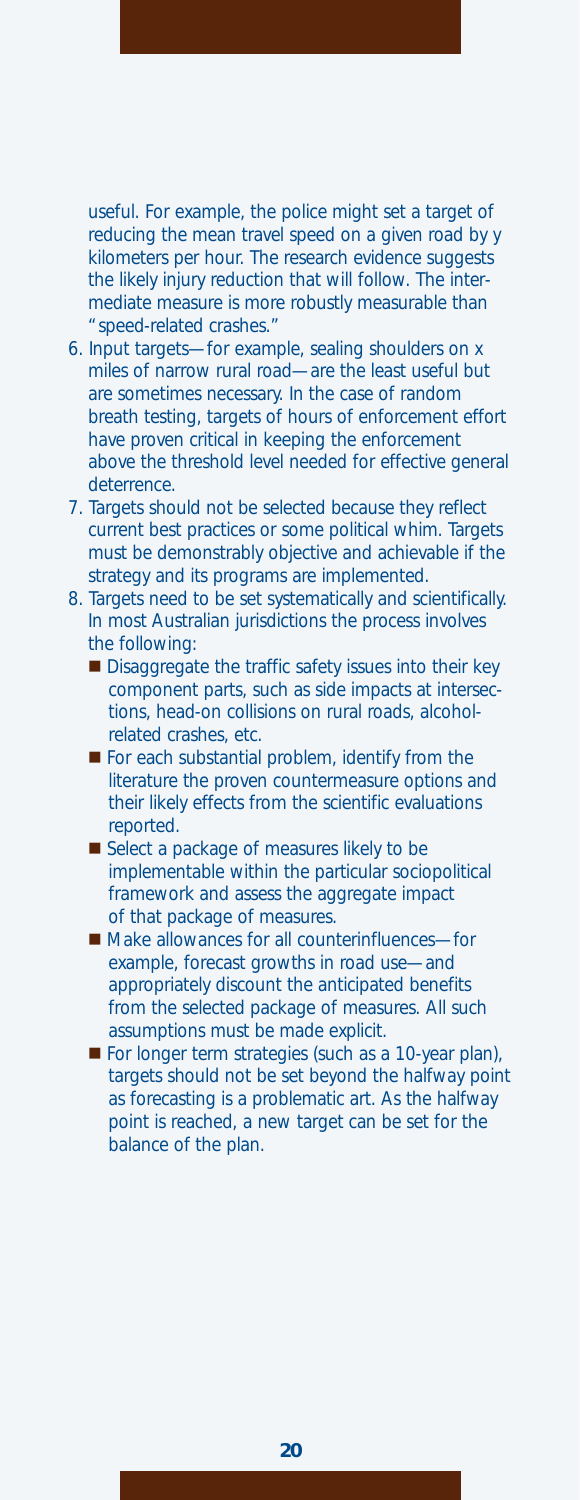useful. For example, the police might set a target of reducing the mean travel speed on a given road by y kilometers per hour. The research evidence suggests the likely injury reduction that will follow. The intermediate measure is more robustly measurable than "speed-related crashes."

6. Input targets—for example, sealing shoulders on x miles of narrow rural road—are the least useful but are sometimes necessary. In the case of random breath testing, targets of hours of enforcement effort have proven critical in keeping the enforcement above the threshold level needed for effective general deterrence.
7. Targets should not be selected because they reflect current best practices or some political whim. Targets must be demonstrably objective and achievable if the strategy and its programs are implemented.
8. Targets need to be set systematically and scientifically. In most Australian jurisdictions the process involves the following:
   - Disaggregate the traffic safety issues into their key component parts, such as side impacts at intersections, head-on collisions on rural roads, alcohol-related crashes, etc.
   - For each substantial problem, identify from the literature the proven countermeasure options and their likely effects from the scientific evaluations reported.
   - Select a package of measures likely to be implementable within the particular sociopolitical framework and assess the aggregate impact of that package of measures.
   - Make allowances for all counterinfluences—for example, forecast growths in road use—and appropriately discount the anticipated benefits from the selected package of measures. All such assumptions must be made explicit.
   - For longer term strategies (such as a 10-year plan), targets should not be set beyond the halfway point as forecasting is a problematic art. As the halfway point is reached, a new target can be set for the balance of the plan.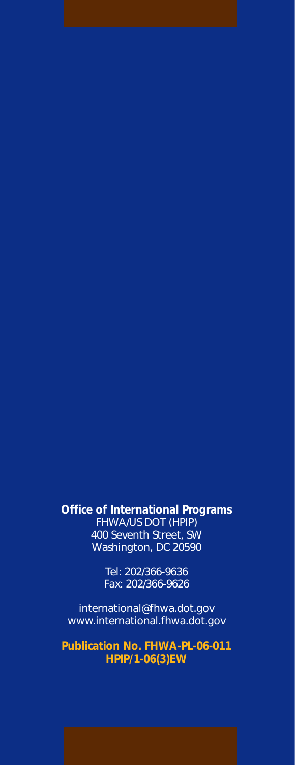**Office of International Programs**
FHWA/US DOT (HPIP)
400 Seventh Street, SW
Washington, DC 20590

Tel: 202/366-9636
Fax: 202/366-9626

international@fhwa.dot.gov
www.international.fhwa.dot.gov

**Publication No. FHWA-PL-06-011**
**HPIP/1-06(3)EW**